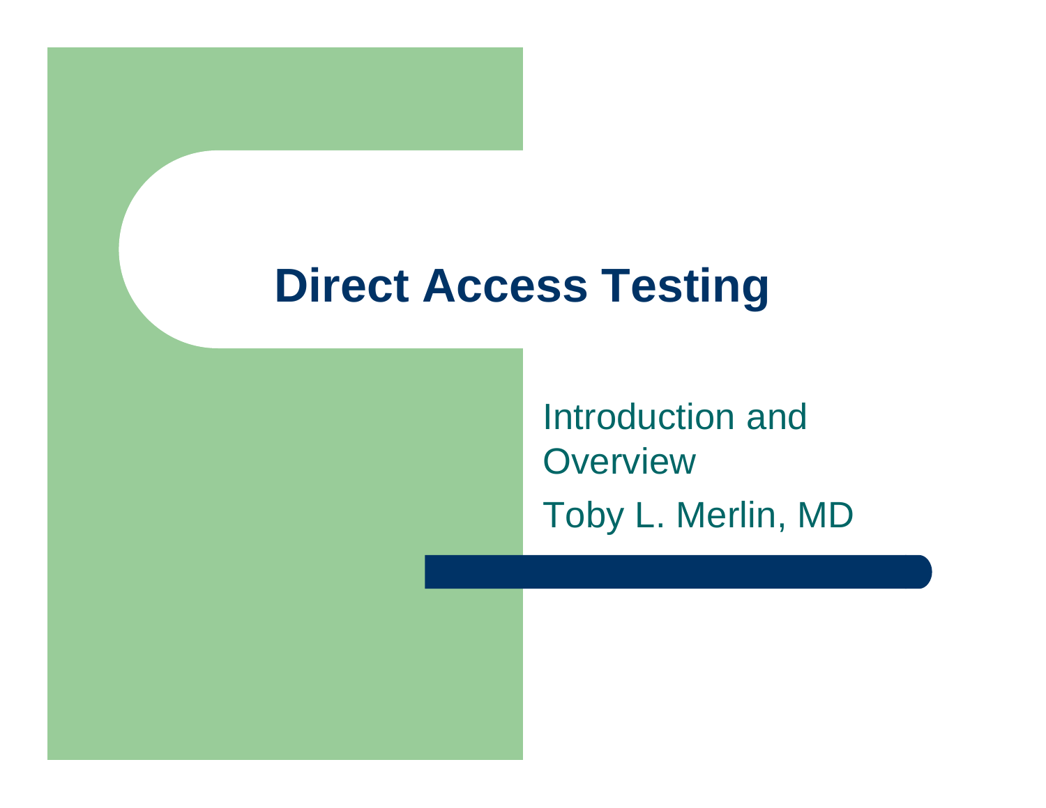# Direct Access Testing

Introduction and Overview

Toby L. Merlin, MD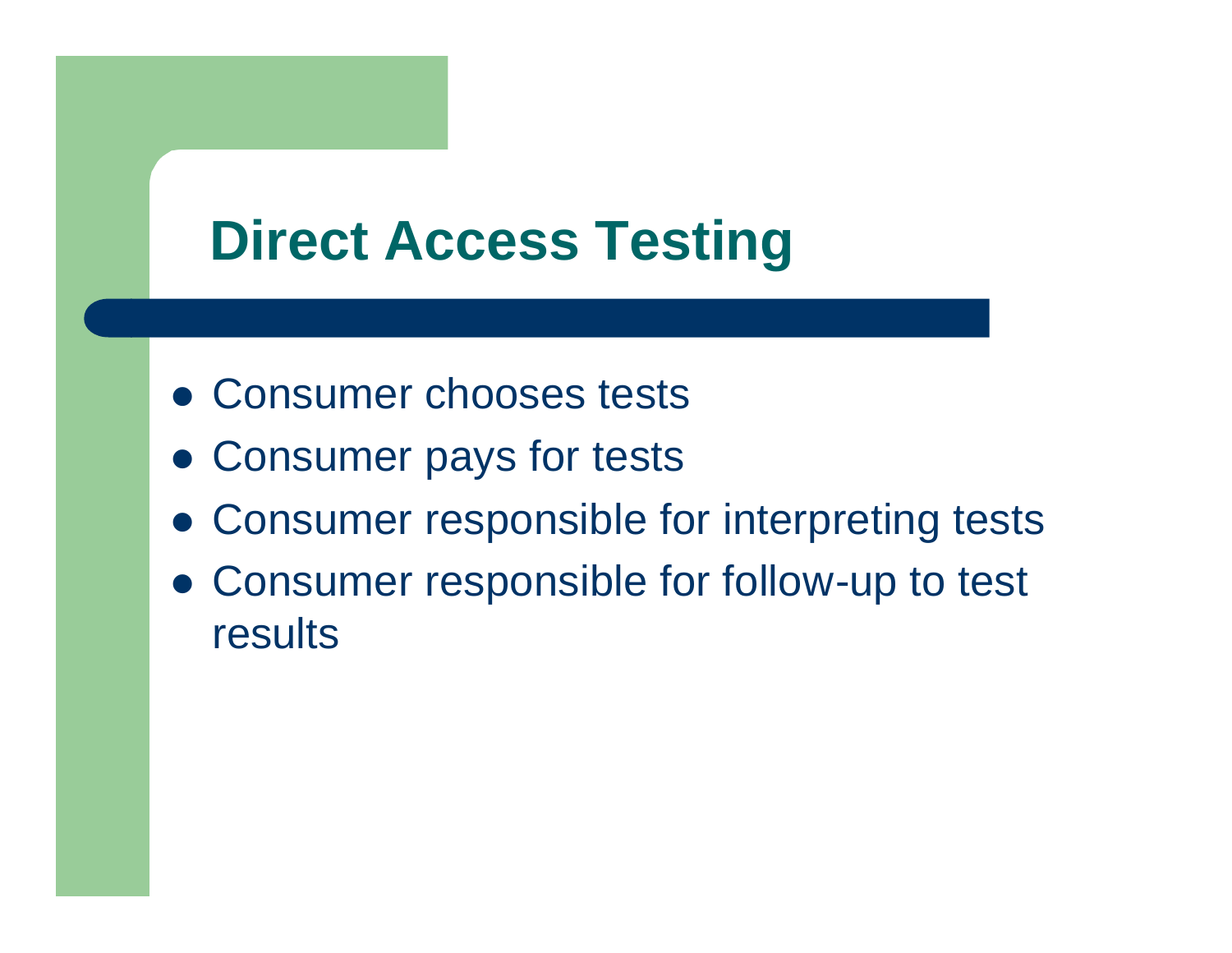# Direct Access Testing

- Consumer chooses tests
- Consumer pays for tests
- Consumer responsible for interpreting tests
- Consumer responsible for follow-up to test results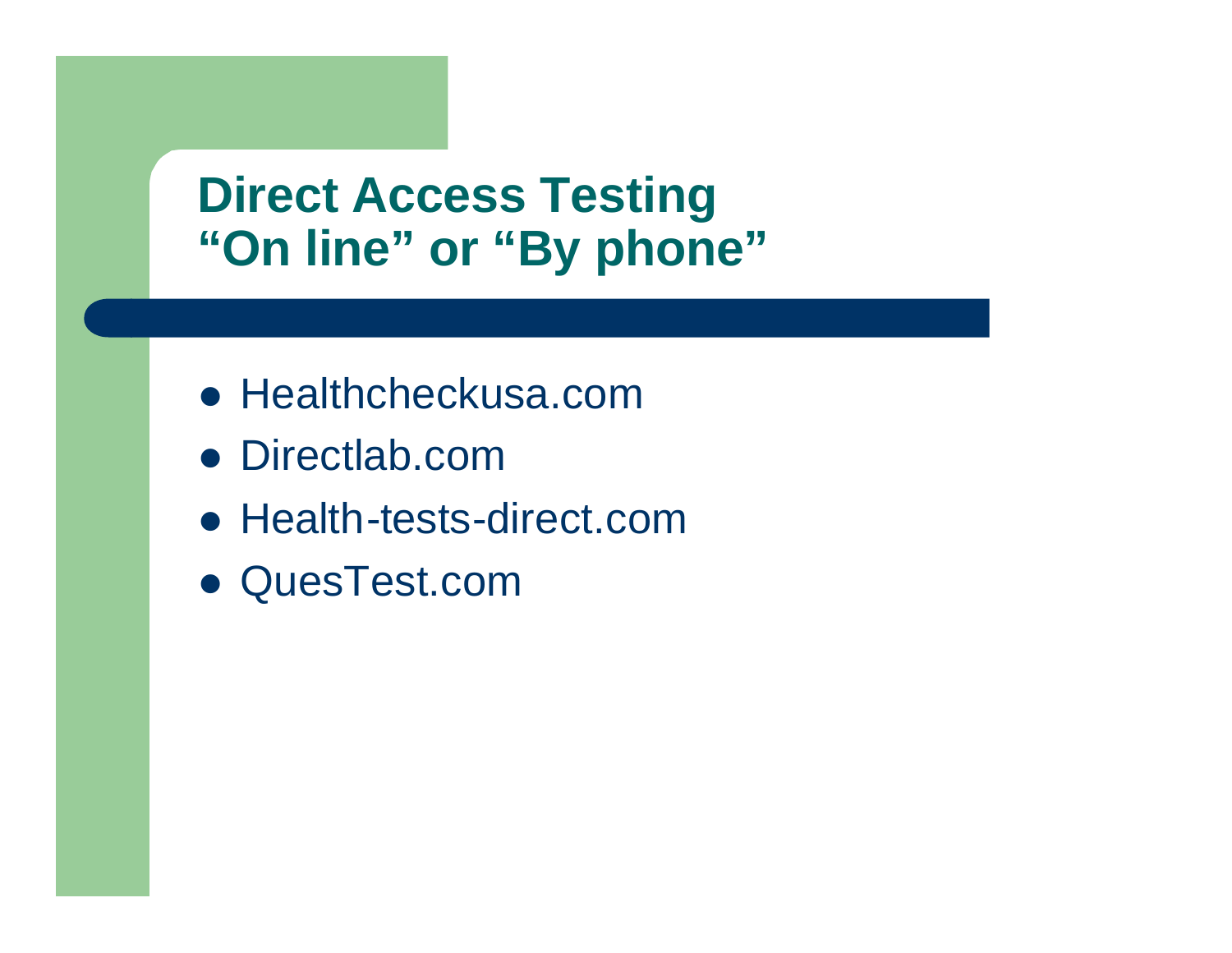# Direct Access Testing
# "On line" or "By phone"

- Healthcheckusa.com
- Directlab.com
- Health-tests-direct.com
- QuesTest.com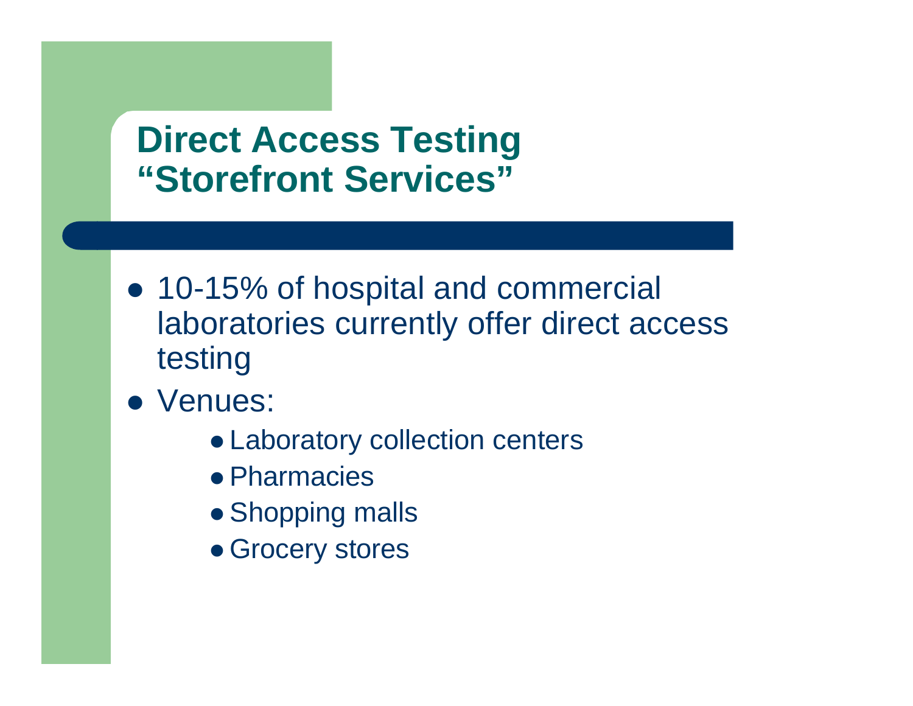# Direct Access Testing "Storefront Services"

- 10-15% of hospital and commercial laboratories currently offer direct access testing
- Venues:
  - Laboratory collection centers
  - Pharmacies
  - Shopping malls
  - Grocery stores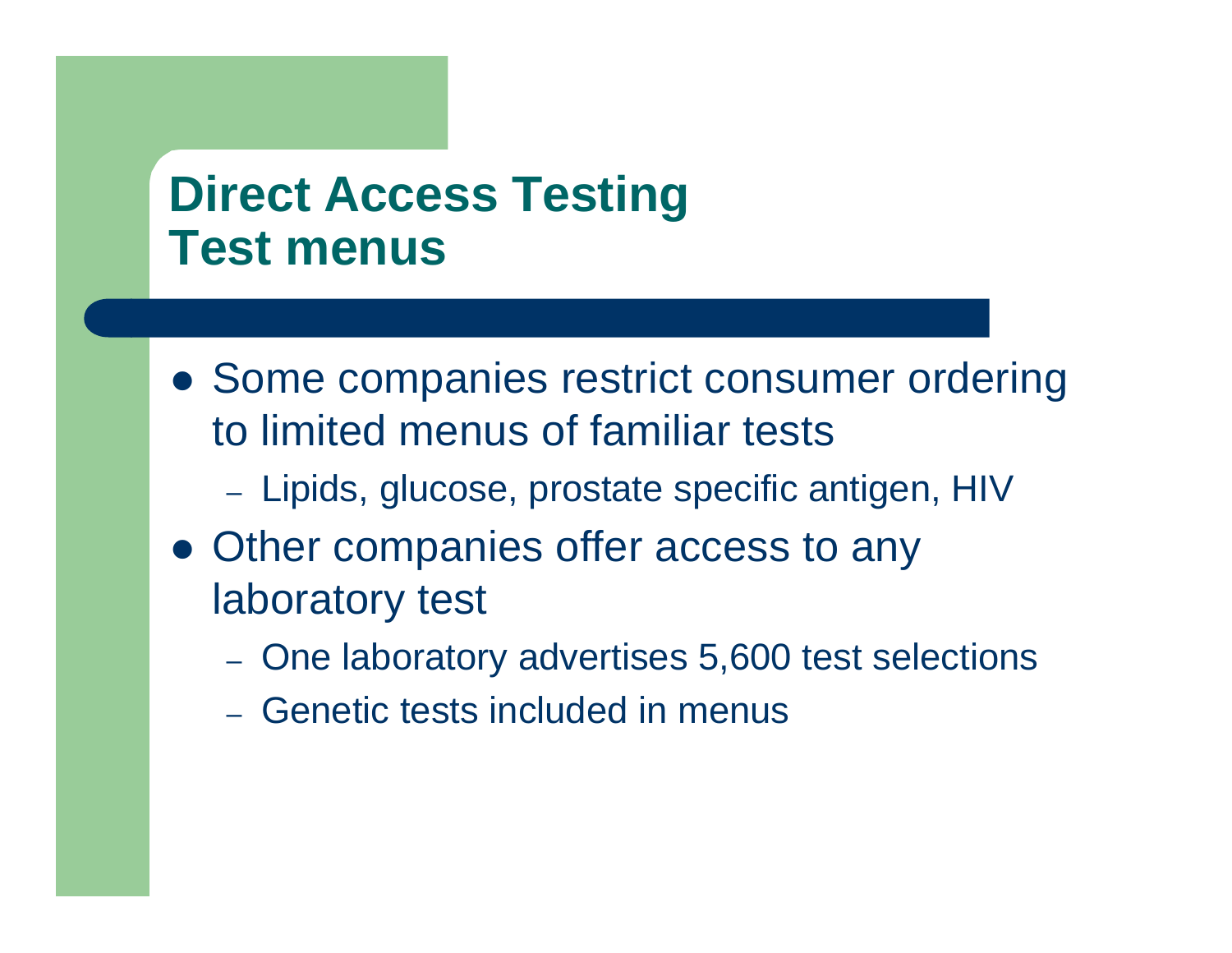# Direct Access Testing
# Test menus

- Some companies restrict consumer ordering to limited menus of familiar tests
  - Lipids, glucose, prostate specific antigen, HIV
- Other companies offer access to any laboratory test
  - One laboratory advertises 5,600 test selections
  - Genetic tests included in menus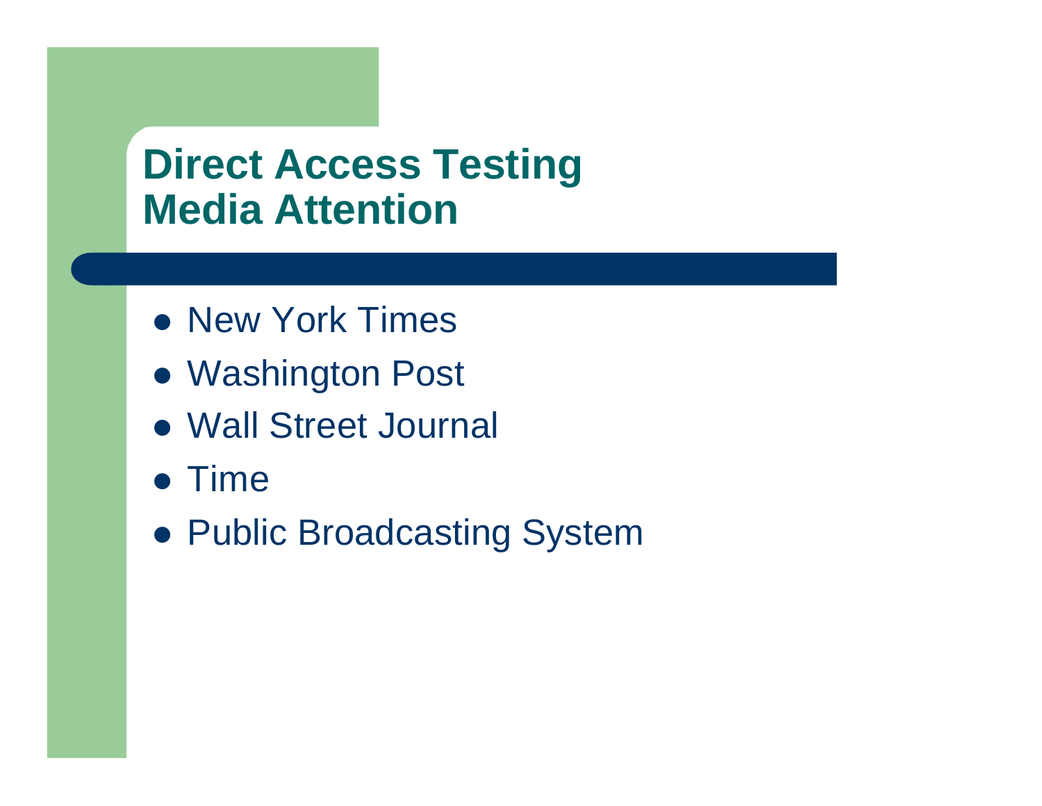# Direct Access Testing Media Attention

- New York Times
- Washington Post
- Wall Street Journal
- Time
- Public Broadcasting System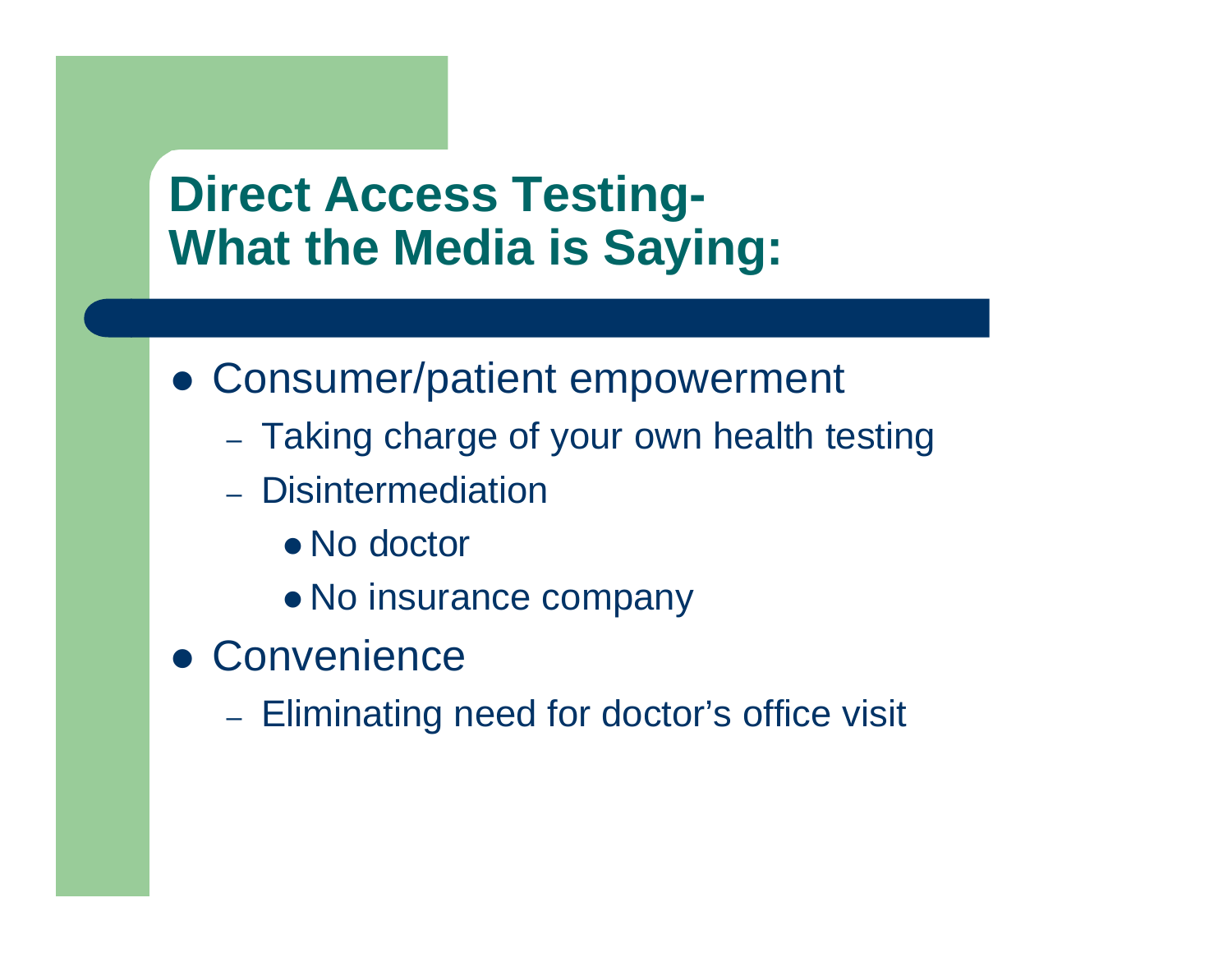# Direct Access Testing- What the Media is Saying:

- Consumer/patient empowerment
  - Taking charge of your own health testing
  - Disintermediation
    - No doctor
    - No insurance company
- Convenience
  - Eliminating need for doctor's office visit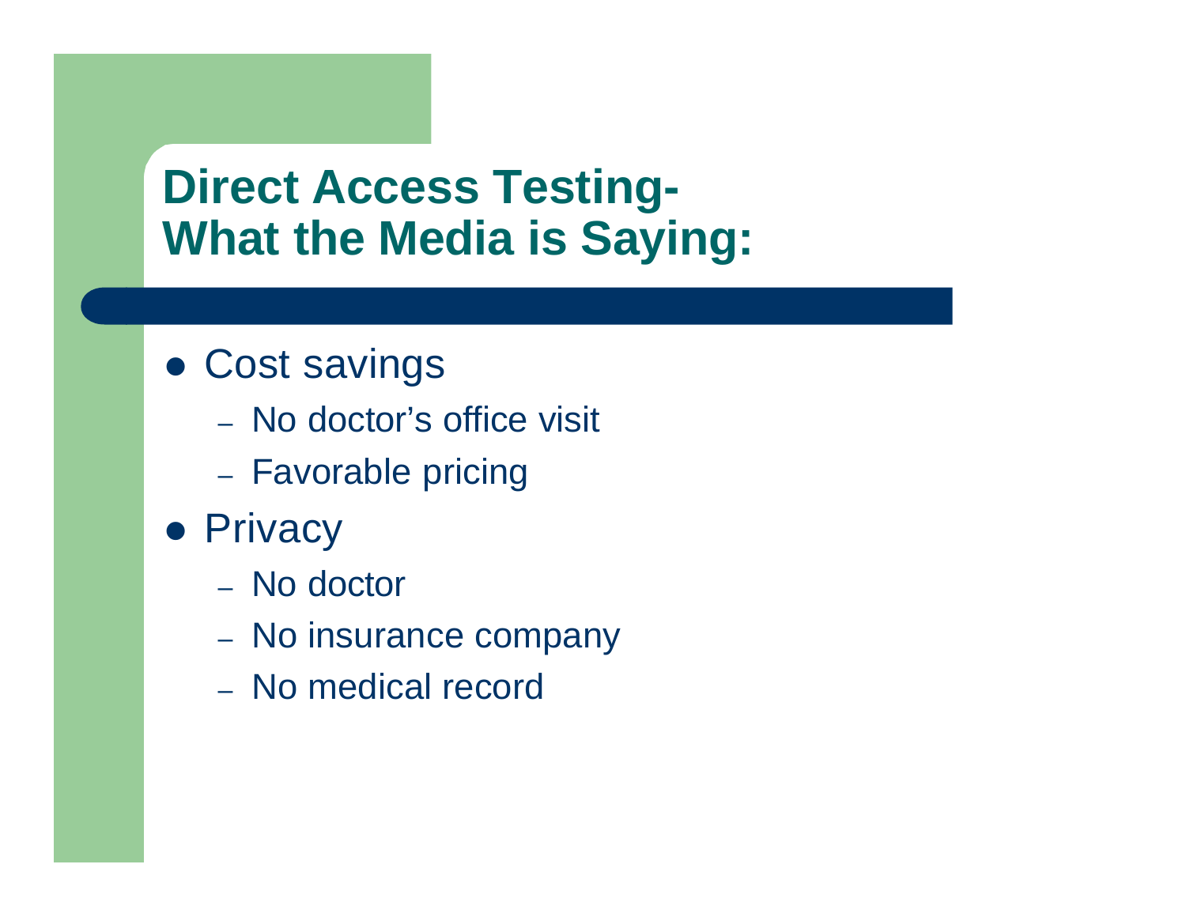# Direct Access Testing- What the Media is Saying:

- Cost savings
  - No doctor’s office visit
  - Favorable pricing
- Privacy
  - No doctor
  - No insurance company
  - No medical record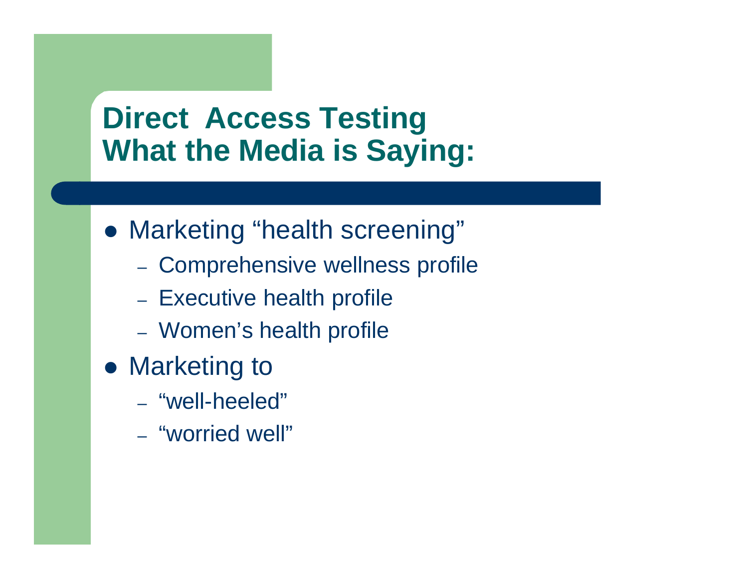# Direct Access Testing What the Media is Saying:

- Marketing “health screening”
  - Comprehensive wellness profile
  - Executive health profile
  - Women’s health profile
- Marketing to
  - “well-heeled”
  - “worried well”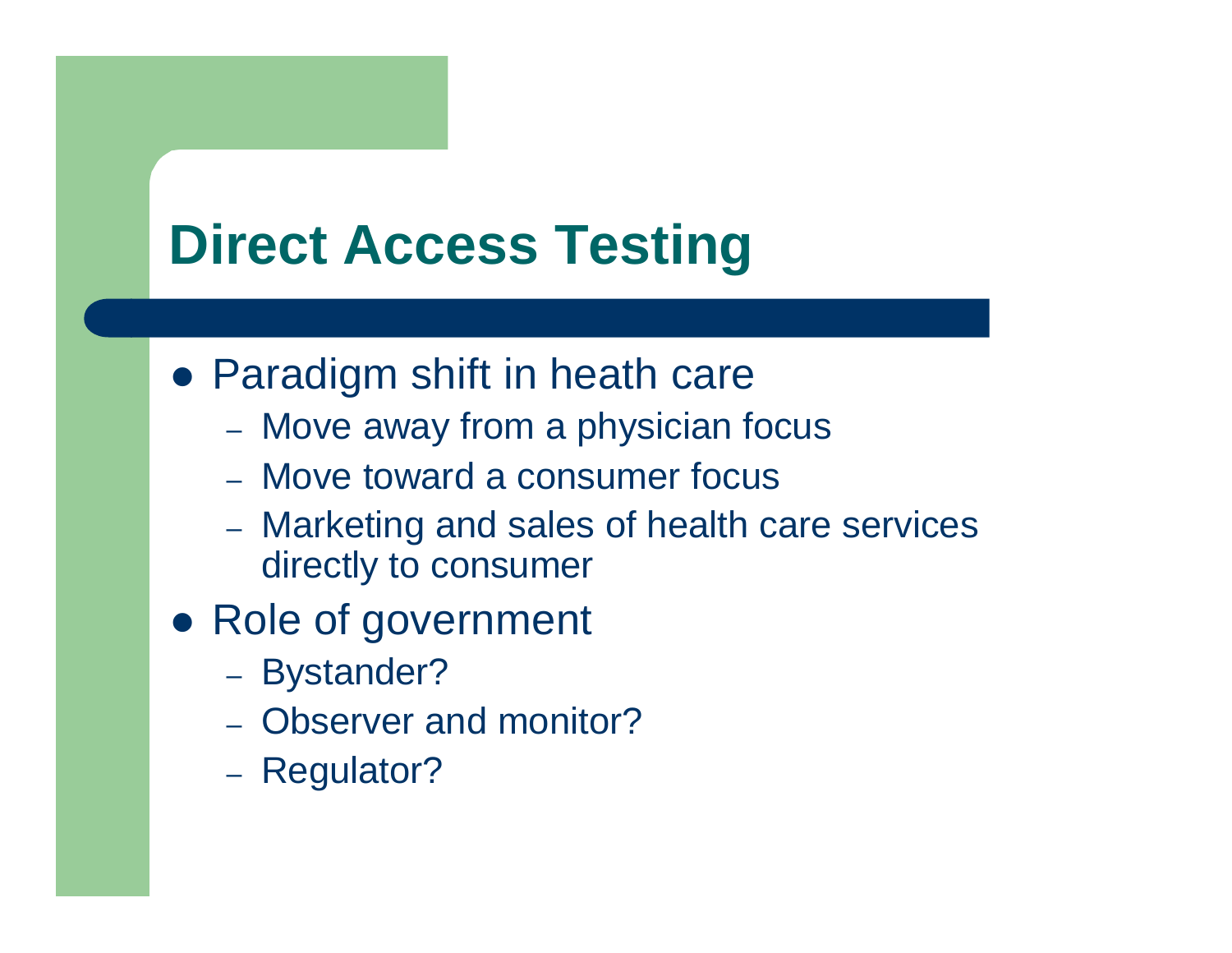# Direct Access Testing

- Paradigm shift in heath care
  - Move away from a physician focus
  - Move toward a consumer focus
  - Marketing and sales of health care services directly to consumer
- Role of government
  - Bystander?
  - Observer and monitor?
  - Regulator?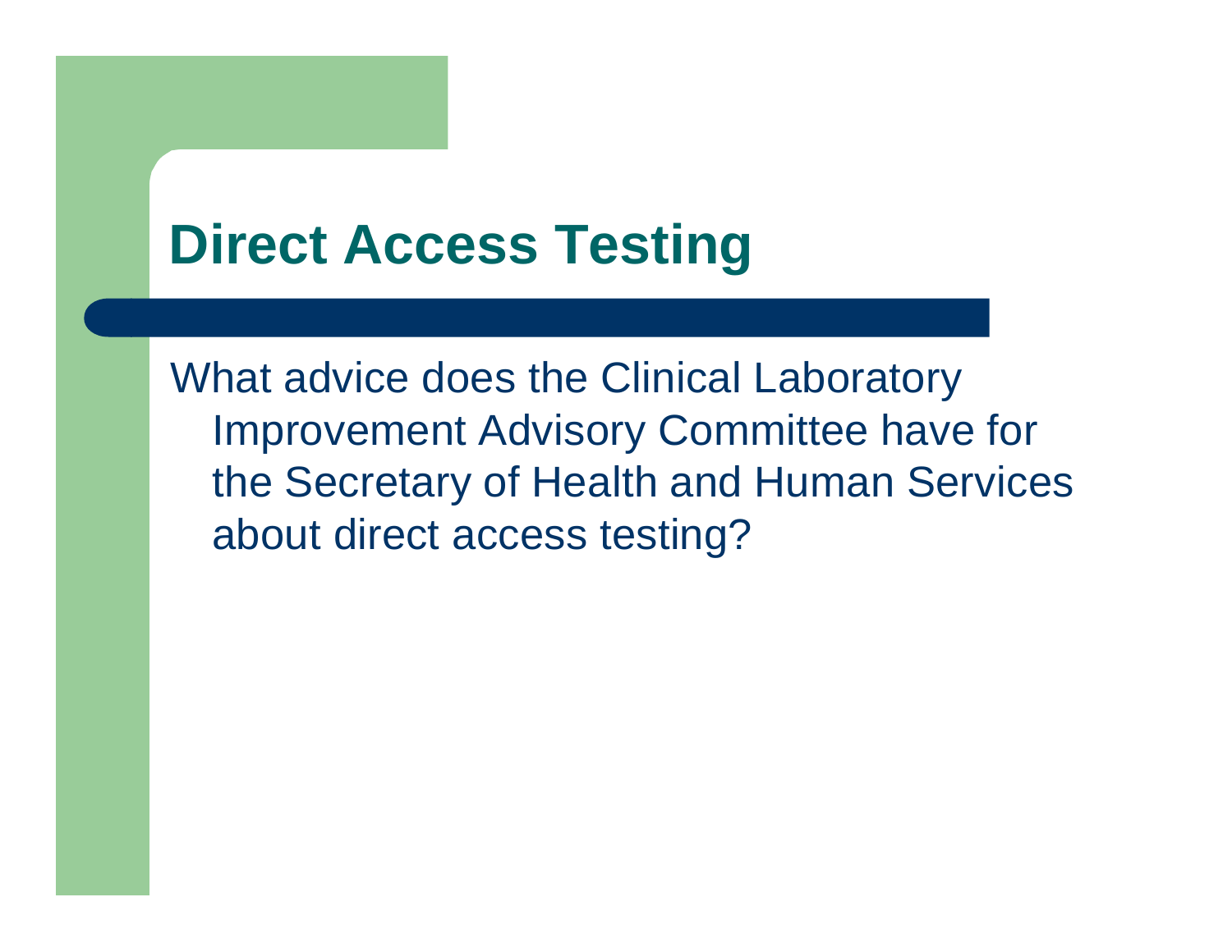# Direct Access Testing

What advice does the Clinical Laboratory Improvement Advisory Committee have for the Secretary of Health and Human Services about direct access testing?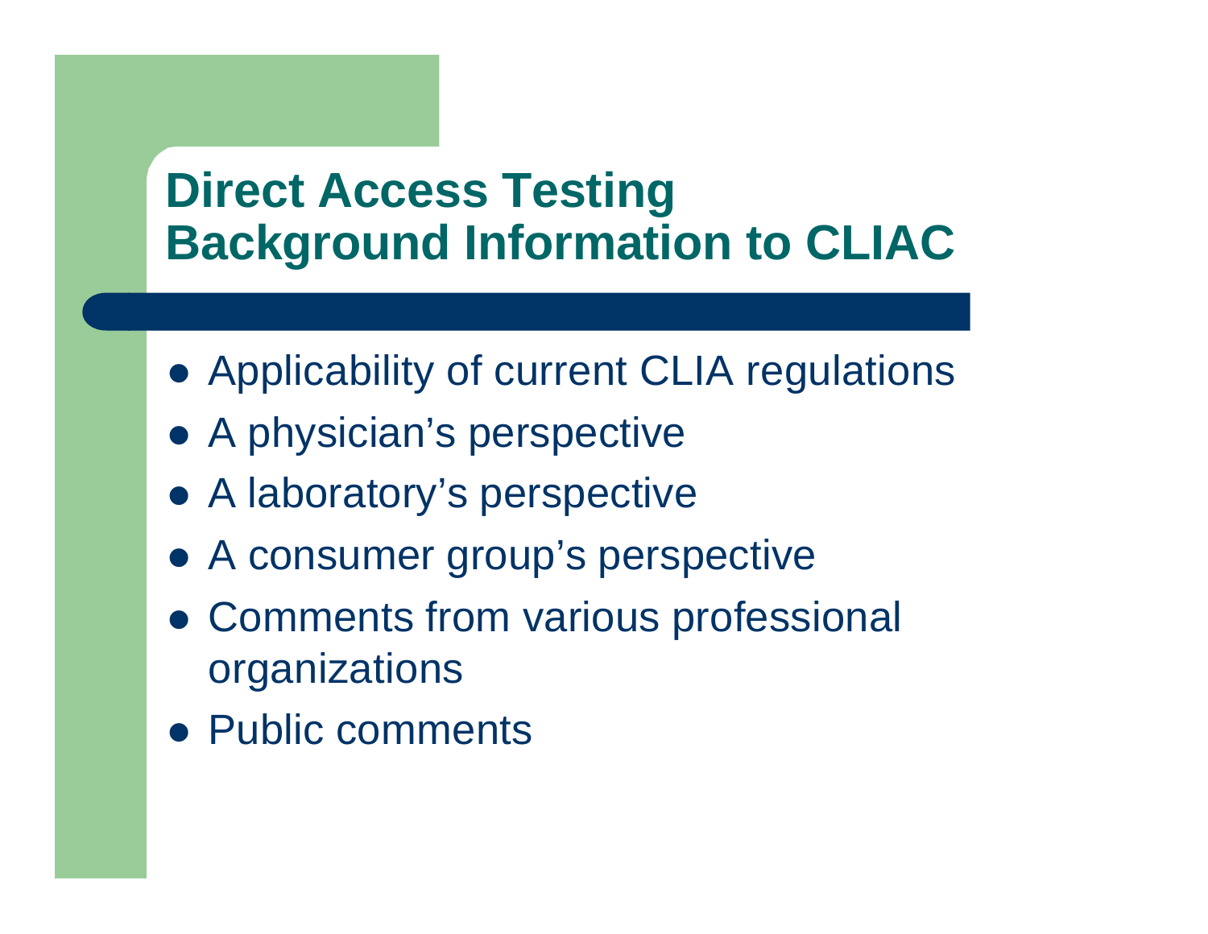# Direct Access Testing Background Information to CLIAC

- Applicability of current CLIA regulations
- A physician's perspective
- A laboratory's perspective
- A consumer group's perspective
- Comments from various professional organizations
- Public comments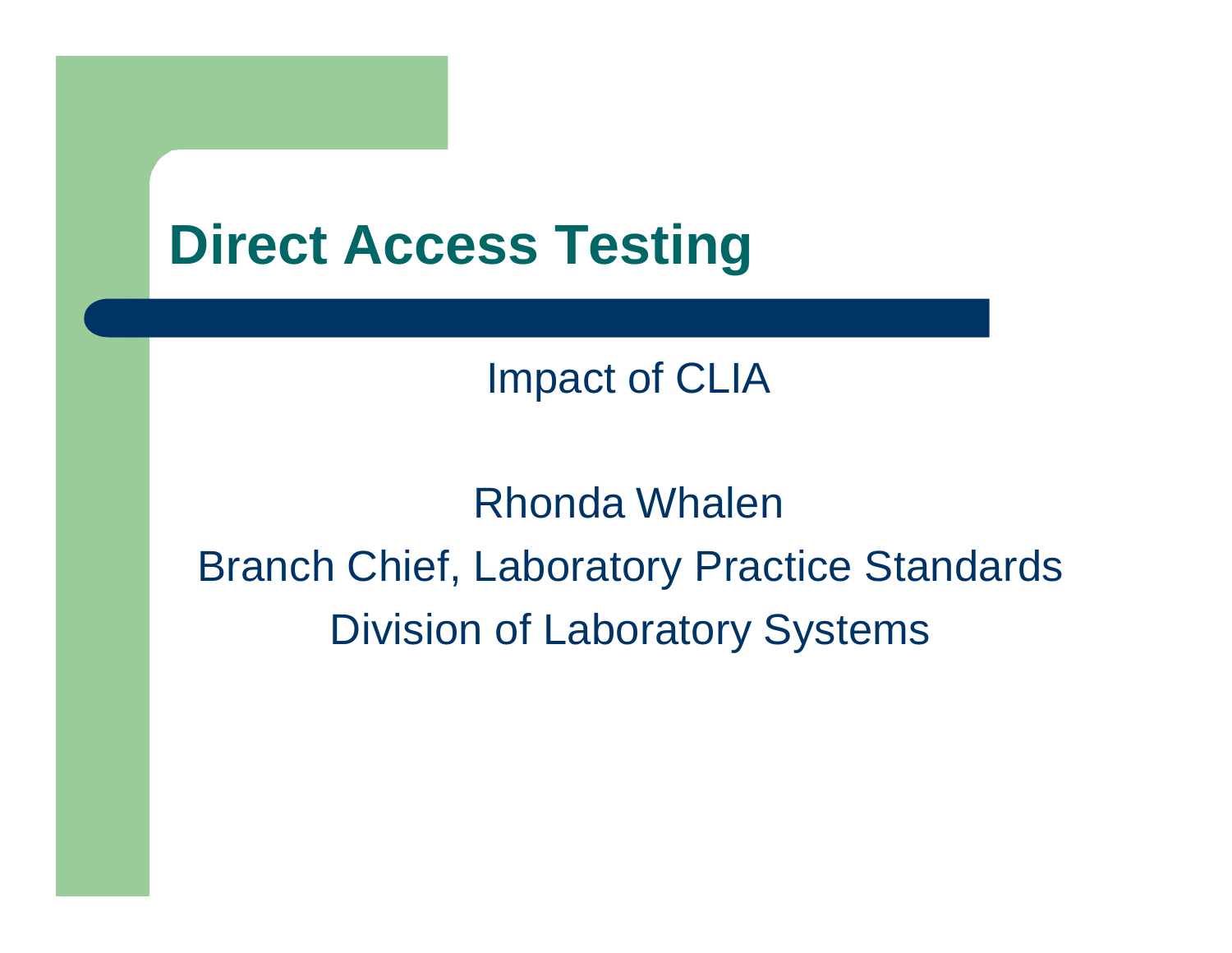# Direct Access Testing

Impact of CLIA

Rhonda Whalen

Branch Chief, Laboratory Practice Standards

Division of Laboratory Systems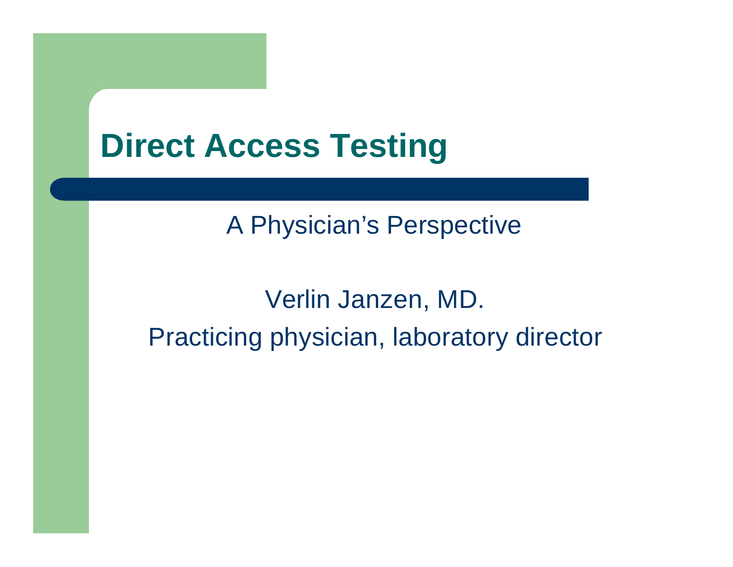# Direct Access Testing

A Physician's Perspective

Verlin Janzen, MD.

Practicing physician, laboratory director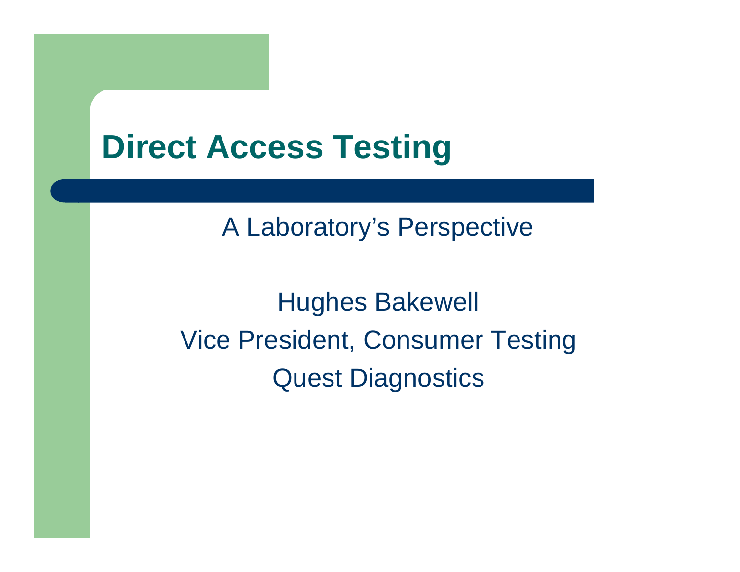# Direct Access Testing

A Laboratory's Perspective

Hughes Bakewell

Vice President, Consumer Testing

Quest Diagnostics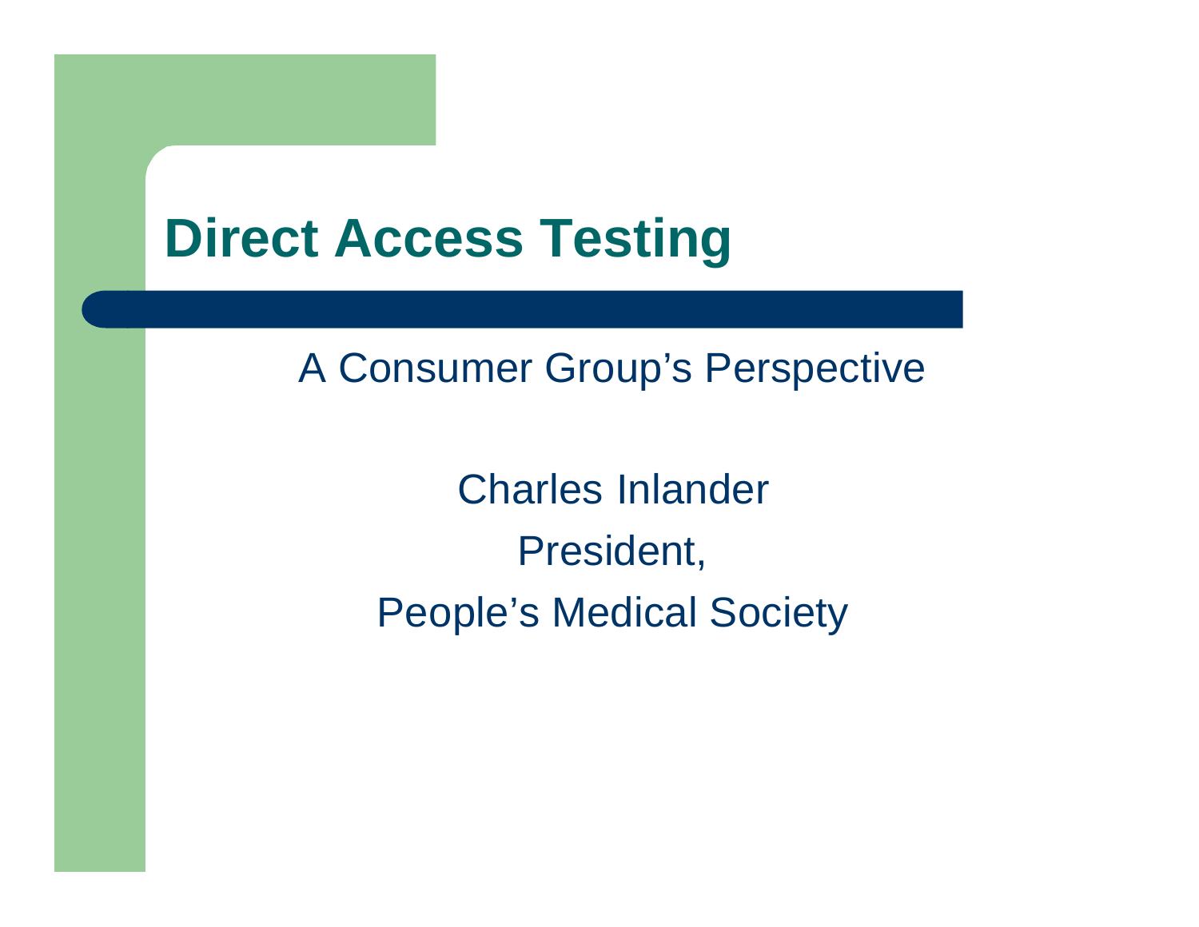# Direct Access Testing

A Consumer Group's Perspective

Charles Inlander

President,

People's Medical Society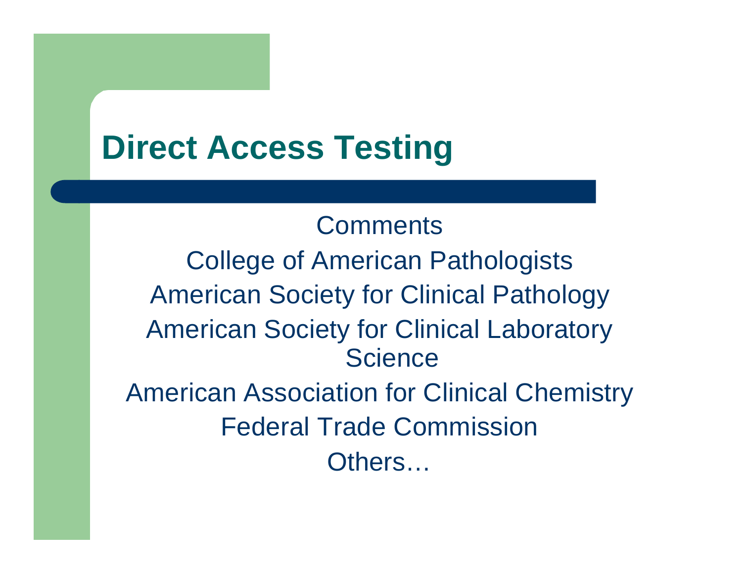# Direct Access Testing

Comments

College of American Pathologists

American Society for Clinical Pathology

American Society for Clinical Laboratory Science

American Association for Clinical Chemistry

Federal Trade Commission

Others…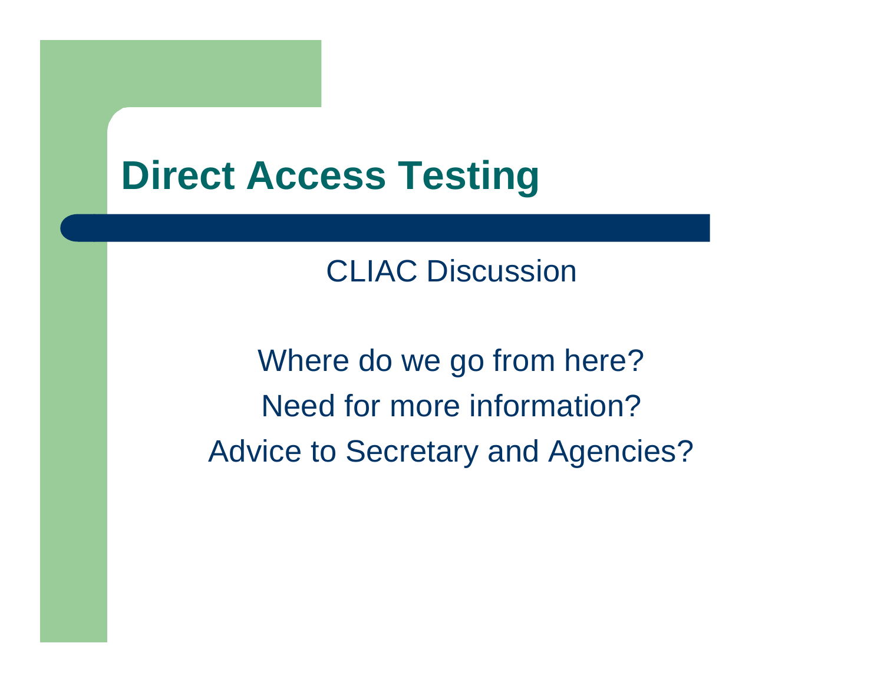# Direct Access Testing

CLIAC Discussion

Where do we go from here?

Need for more information?

Advice to Secretary and Agencies?